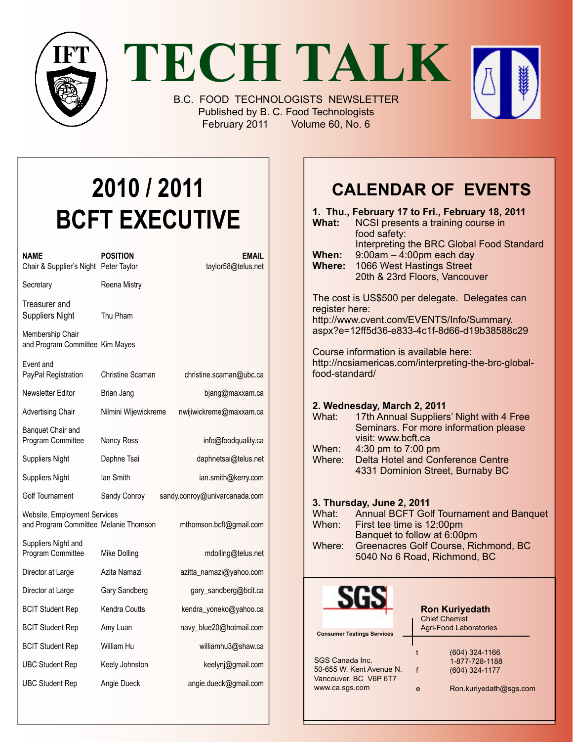# TECH TALK

B.C. FOOD TECHNOLOGISTS NEWSLETTER
Published by B. C. Food Technologists
February 2011 Volume 60, No. 6

## 2010 / 2011 BCFT EXECUTIVE

| NAME | POSITION | EMAIL |
|---|---|---|
| Chair & Supplier's Night | Peter Taylor | taylor58@telus.net |
| Secretary | Reena Mistry | |
| Treasurer and Suppliers Night | Thu Pham | |
| Membership Chair and Program Committee | Kim Mayes | |
| Event and PayPal Registration | Christine Scaman | christine.scaman@ubc.ca |
| Newsletter Editor | Brian Jang | bjang@maxxam.ca |
| Advertising Chair | Nilmini Wijewickreme | nwijiwickreme@maxxam.ca |
| Banquet Chair and Program Committee | Nancy Ross | info@foodquality.ca |
| Suppliers Night | Daphne Tsai | daphnetsai@telus.net |
| Suppliers Night | Ian Smith | ian.smith@kerry.com |
| Golf Tournament | Sandy Conroy | sandy.conroy@univarcanada.com |
| Website, Employment Services and Program Committee | Melanie Thomson | mthomson.bcft@gmail.com |
| Suppliers Night and Program Committee | Mike Dolling | mdolling@telus.net |
| Director at Large | Azita Namazi | azitta_namazi@yahoo.com |
| Director at Large | Gary Sandberg | gary_sandberg@bcit.ca |
| BCIT Student Rep | Kendra Coutts | kendra_yoneko@yahoo.ca |
| BCIT Student Rep | Amy Luan | navy_blue20@hotmail.com |
| BCIT Student Rep | William Hu | williamhu3@shaw.ca |
| UBC Student Rep | Keely Johnston | keelynj@gmail.com |
| UBC Student Rep | Angie Dueck | angie.dueck@gmail.com |

## CALENDAR OF EVENTS

**1. Thu., February 17 to Fri., February 18, 2011**
**What:** NCSI presents a training course in food safety: Interpreting the BRC Global Food Standard
**When:** 9:00am – 4:00pm each day
**Where:** 1066 West Hastings Street 20th & 23rd Floors, Vancouver

The cost is US$500 per delegate. Delegates can register here: http://www.cvent.com/EVENTS/Info/Summary.aspx?e=12ff5d36-e833-4c1f-8d66-d19b38588c29

Course information is available here: http://ncsiamericas.com/interpreting-the-brc-global-food-standard/

**2. Wednesday, March 2, 2011**
What: 17th Annual Suppliers' Night with 4 Free Seminars. For more information please visit: www.bcft.ca
When: 4:30 pm to 7:00 pm
Where: Delta Hotel and Conference Centre 4331 Dominion Street, Burnaby BC

**3. Thursday, June 2, 2011**
What: Annual BCFT Golf Tournament and Banquet
When: First tee time is 12:00pm
Banquet to follow at 6:00pm
Where: Greenacres Golf Course, Richmond, BC 5040 No 6 Road, Richmond, BC

SGS
Consumer Testings Services

**Ron Kuriyedath**
Chief Chemist
Agri-Food Laboratories

SGS Canada Inc.
50-655 W. Kent Avenue N.
Vancouver, BC V6P 6T7
www.ca.sgs.com

t (604) 324-1166
1-877-728-1188
f (604) 324-1177
e Ron.kuriyedath@sgs.com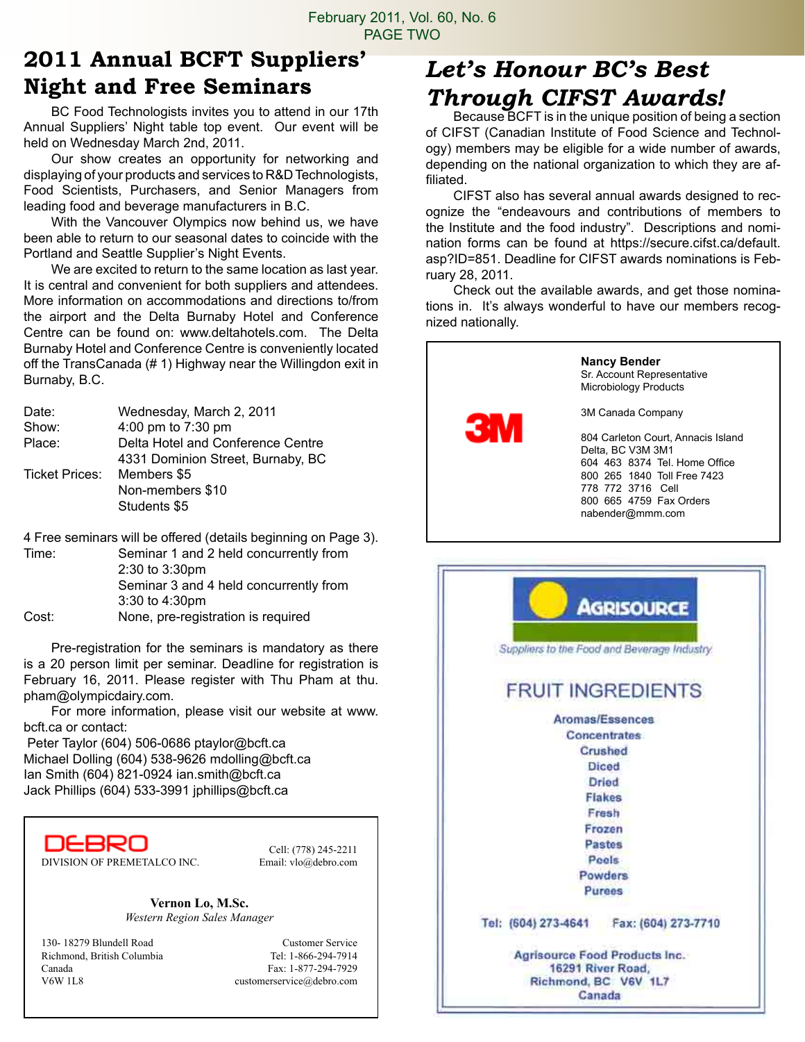## 2011 Annual BCFT Suppliers' Night and Free Seminars

BC Food Technologists invites you to attend in our 17th Annual Suppliers' Night table top event. Our event will be held on Wednesday March 2nd, 2011.

Our show creates an opportunity for networking and displaying of your products and services to R&D Technologists, Food Scientists, Purchasers, and Senior Managers from leading food and beverage manufacturers in B.C.

With the Vancouver Olympics now behind us, we have been able to return to our seasonal dates to coincide with the Portland and Seattle Supplier's Night Events.

We are excited to return to the same location as last year. It is central and convenient for both suppliers and attendees. More information on accommodations and directions to/from the airport and the Delta Burnaby Hotel and Conference Centre can be found on: www.deltahotels.com. The Delta Burnaby Hotel and Conference Centre is conveniently located off the TransCanada (# 1) Highway near the Willingdon exit in Burnaby, B.C.

| | |
|---|---|
| Date: | Wednesday, March 2, 2011 |
| Show: | 4:00 pm to 7:30 pm |
| Place: | Delta Hotel and Conference Centre<br>4331 Dominion Street, Burnaby, BC |
| Ticket Prices: | Members $5<br>Non-members $10<br>Students $5 |

4 Free seminars will be offered (details beginning on Page 3).

| | |
|---|---|
| Time: | Seminar 1 and 2 held concurrently from 2:30 to 3:30pm<br>Seminar 3 and 4 held concurrently from 3:30 to 4:30pm |
| Cost: | None, pre-registration is required |

Pre-registration for the seminars is mandatory as there is a 20 person limit per seminar. Deadline for registration is February 16, 2011. Please register with Thu Pham at thu.pham@olympicdairy.com.

For more information, please visit our website at www.bcft.ca or contact:

Peter Taylor (604) 506-0686 ptaylor@bcft.ca
Michael Dolling (604) 538-9626 mdolling@bcft.ca
Ian Smith (604) 821-0924 ian.smith@bcft.ca
Jack Phillips (604) 533-3991 jphillips@bcft.ca

DEBRO
DIVISION OF PREMETALCO INC.

Cell: (778) 245-2211
Email: vlo@debro.com

**Vernon Lo, M.Sc.**
*Western Region Sales Manager*

130- 18279 Blundell Road
Richmond, British Columbia
Canada
V6W 1L8

Customer Service
Tel: 1-866-294-7914
Fax: 1-877-294-7929
customerservice@debro.com

## *Let's Honour BC's Best Through CIFST Awards!*

Because BCFT is in the unique position of being a section of CIFST (Canadian Institute of Food Science and Technology) members may be eligible for a wide number of awards, depending on the national organization to which they are affiliated.

CIFST also has several annual awards designed to recognize the "endeavours and contributions of members to the Institute and the food industry". Descriptions and nomination forms can be found at https://secure.cifst.ca/default.asp?ID=851. Deadline for CIFST awards nominations is February 28, 2011.

Check out the available awards, and get those nominations in. It's always wonderful to have our members recognized nationally.

3M

**Nancy Bender**
Sr. Account Representative
Microbiology Products

3M Canada Company

804 Carleton Court, Annacis Island
Delta, BC V3M 3M1
604 463 8374 Tel. Home Office
800 265 1840 Toll Free 7423
778 772 3716 Cell
800 665 4759 Fax Orders
nabender@mmm.com

AGRISOURCE
*Suppliers to the Food and Beverage Industry*

FRUIT INGREDIENTS

Aromas/Essences
Concentrates
Crushed
Diced
Dried
Flakes
Fresh
Frozen
Pastes
Peels
Powders
Purees

Tel: (604) 273-4641 Fax: (604) 273-7710

Agrisource Food Products Inc.
16291 River Road,
Richmond, BC V6V 1L7
Canada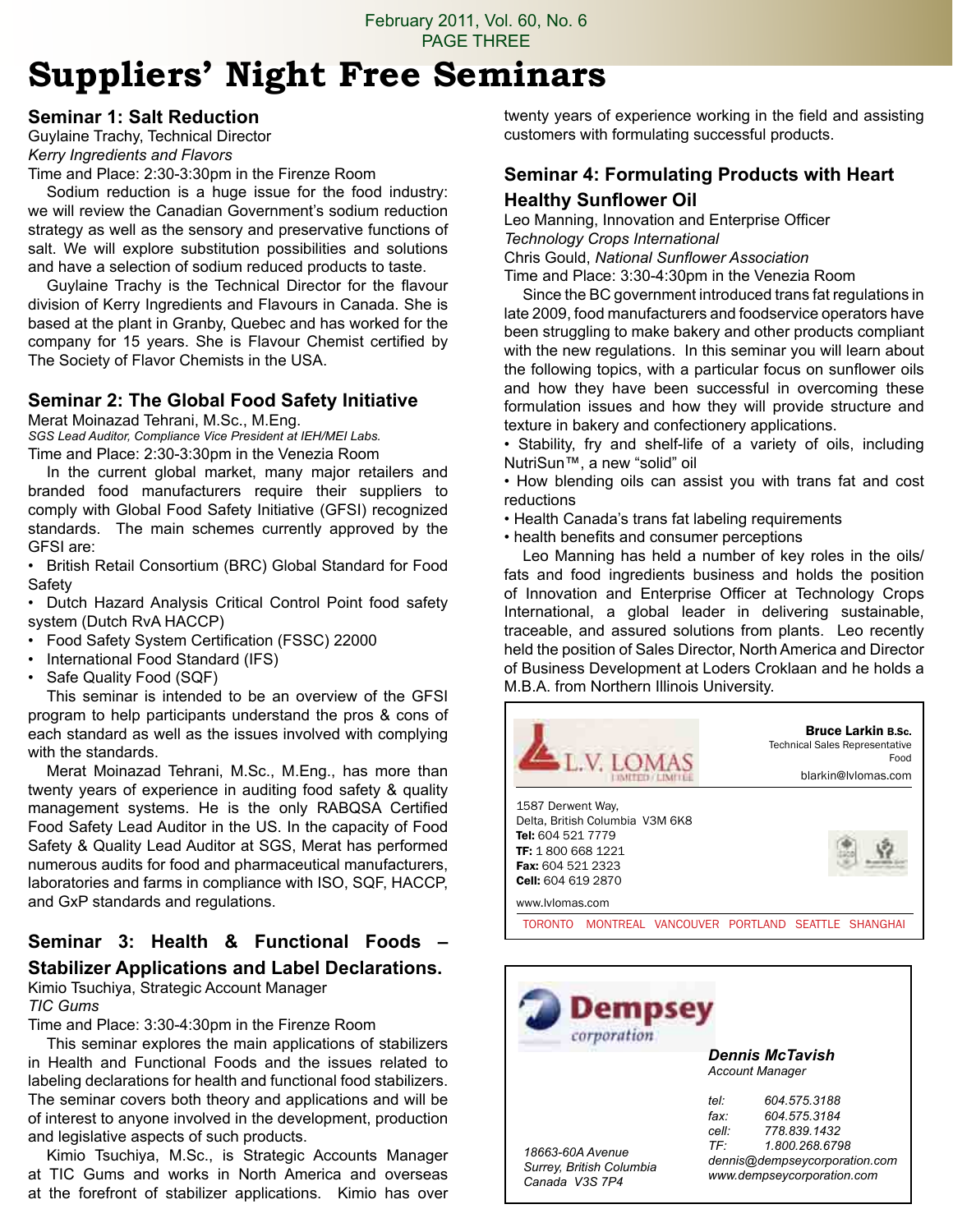# Suppliers' Night Free Seminars

## Seminar 1: Salt Reduction

Guylaine Trachy, Technical Director
*Kerry Ingredients and Flavors*
Time and Place: 2:30-3:30pm in the Firenze Room

Sodium reduction is a huge issue for the food industry: we will review the Canadian Government's sodium reduction strategy as well as the sensory and preservative functions of salt. We will explore substitution possibilities and solutions and have a selection of sodium reduced products to taste.

Guylaine Trachy is the Technical Director for the flavour division of Kerry Ingredients and Flavours in Canada. She is based at the plant in Granby, Quebec and has worked for the company for 15 years. She is Flavour Chemist certified by The Society of Flavor Chemists in the USA.

## Seminar 2: The Global Food Safety Initiative

Merat Moinazad Tehrani, M.Sc., M.Eng.
*SGS Lead Auditor, Compliance Vice President at IEH/MEI Labs.*
Time and Place: 2:30-3:30pm in the Venezia Room

In the current global market, many major retailers and branded food manufacturers require their suppliers to comply with Global Food Safety Initiative (GFSI) recognized standards. The main schemes currently approved by the GFSI are:

- British Retail Consortium (BRC) Global Standard for Food Safety
- Dutch Hazard Analysis Critical Control Point food safety system (Dutch RvA HACCP)
- Food Safety System Certification (FSSC) 22000
- International Food Standard (IFS)
- Safe Quality Food (SQF)

This seminar is intended to be an overview of the GFSI program to help participants understand the pros & cons of each standard as well as the issues involved with complying with the standards.

Merat Moinazad Tehrani, M.Sc., M.Eng., has more than twenty years of experience in auditing food safety & quality management systems. He is the only RABQSA Certified Food Safety Lead Auditor in the US. In the capacity of Food Safety & Quality Lead Auditor at SGS, Merat has performed numerous audits for food and pharmaceutical manufacturers, laboratories and farms in compliance with ISO, SQF, HACCP, and GxP standards and regulations.

## Seminar 3: Health & Functional Foods – Stabilizer Applications and Label Declarations.

Kimio Tsuchiya, Strategic Account Manager
*TIC Gums*
Time and Place: 3:30-4:30pm in the Firenze Room

This seminar explores the main applications of stabilizers in Health and Functional Foods and the issues related to labeling declarations for health and functional food stabilizers. The seminar covers both theory and applications and will be of interest to anyone involved in the development, production and legislative aspects of such products.

Kimio Tsuchiya, M.Sc., is Strategic Accounts Manager at TIC Gums and works in North America and overseas at the forefront of stabilizer applications. Kimio has over twenty years of experience working in the field and assisting customers with formulating successful products.

## Seminar 4: Formulating Products with Heart Healthy Sunflower Oil

Leo Manning, Innovation and Enterprise Officer
*Technology Crops International*
Chris Gould, *National Sunflower Association*
Time and Place: 3:30-4:30pm in the Venezia Room

Since the BC government introduced trans fat regulations in late 2009, food manufacturers and foodservice operators have been struggling to make bakery and other products compliant with the new regulations. In this seminar you will learn about the following topics, with a particular focus on sunflower oils and how they have been successful in overcoming these formulation issues and how they will provide structure and texture in bakery and confectionery applications.

- Stability, fry and shelf-life of a variety of oils, including NutriSun™, a new "solid" oil
- How blending oils can assist you with trans fat and cost reductions
- Health Canada's trans fat labeling requirements
- health benefits and consumer perceptions

Leo Manning has held a number of key roles in the oils/fats and food ingredients business and holds the position of Innovation and Enterprise Officer at Technology Crops International, a global leader in delivering sustainable, traceable, and assured solutions from plants. Leo recently held the position of Sales Director, North America and Director of Business Development at Loders Croklaan and he holds a M.B.A. from Northern Illinois University.

---

**L.V. LOMAS** LIMITED / LIMITÉE

**Bruce Larkin B.Sc.**
Technical Sales Representative
Food
blarkin@lvlomas.com

1587 Derwent Way,
Delta, British Columbia V3M 6K8
**Tel:** 604 521 7779
**TF:** 1 800 668 1221
**Fax:** 604 521 2323
**Cell:** 604 619 2870

www.lvlomas.com

TORONTO MONTREAL VANCOUVER PORTLAND SEATTLE SHANGHAI

---

**Dempsey** corporation

***Dennis McTavish***
*Account Manager*

*tel: 604.575.3188*
*fax: 604.575.3184*
*cell: 778.839.1432*
*TF: 1.800.268.6798*
*dennis@dempseycorporation.com*
*www.dempseycorporation.com*

*18663-60A Avenue*
*Surrey, British Columbia*
*Canada V3S 7P4*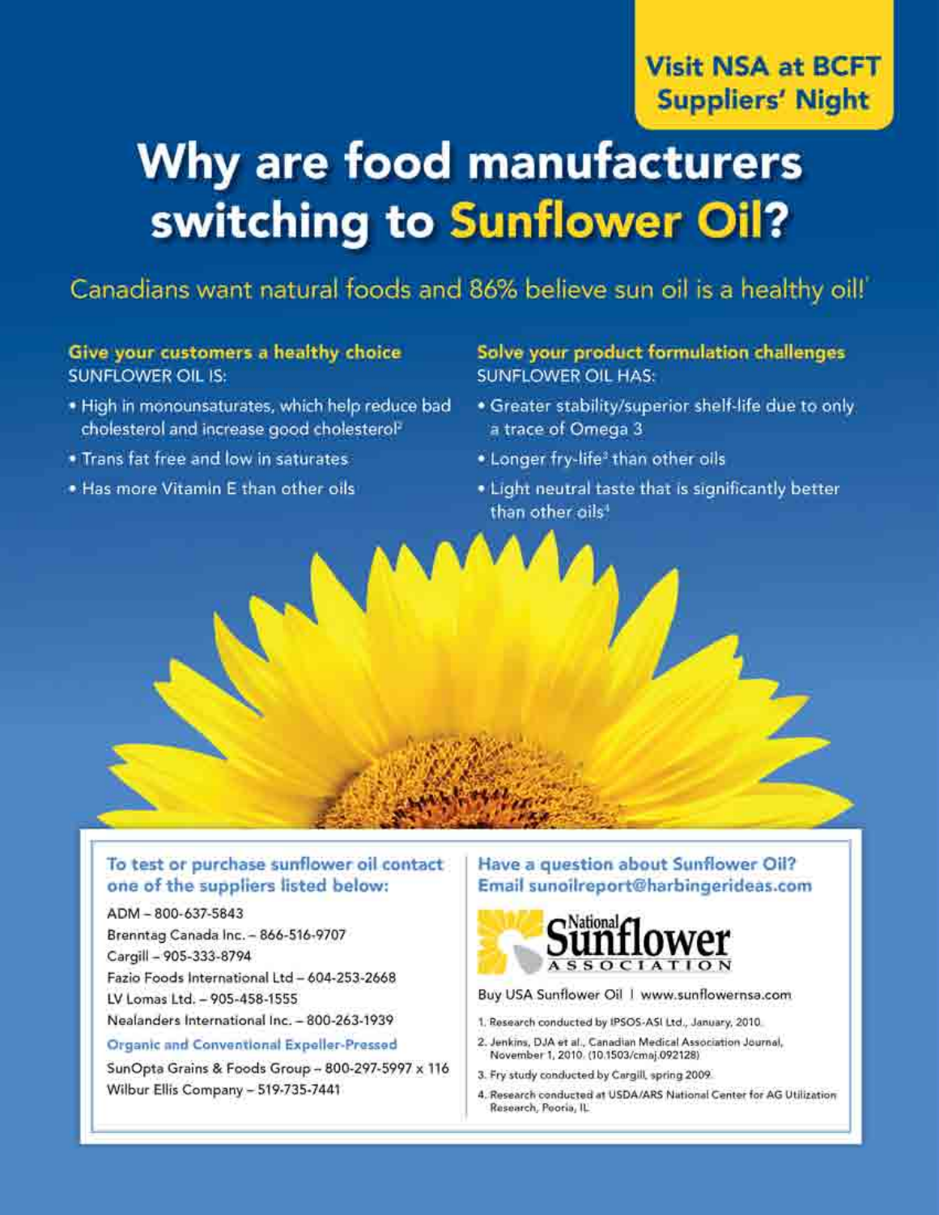**Visit NSA at BCFT Suppliers' Night**

# Why are food manufacturers switching to Sunflower Oil?

## Canadians want natural foods and 86% believe sun oil is a healthy oil![1]

### Give your customers a healthy choice

SUNFLOWER OIL IS:

- High in monounsaturates, which help reduce bad cholesterol and increase good cholesterol[2]
- Trans fat free and low in saturates
- Has more Vitamin E than other oils

### Solve your product formulation challenges

SUNFLOWER OIL HAS:

- Greater stability/superior shelf-life due to only a trace of Omega 3
- Longer fry-life[3] than other oils
- Light neutral taste that is significantly better than other oils[4]

### To test or purchase sunflower oil contact one of the suppliers listed below:

ADM – 800-637-5843
Brenntag Canada Inc. – 866-516-9707
Cargill – 905-333-8794
Fazio Foods International Ltd – 604-253-2668
LV Lomas Ltd. – 905-458-1555
Nealanders International Inc. – 800-263-1939

**Organic and Conventional Expeller-Pressed**

SunOpta Grains & Foods Group – 800-297-5997 x 116
Wilbur Ellis Company – 519-735-7441

### Have a question about Sunflower Oil? Email sunoilreport@harbingerideas.com

National Sunflower Association

Buy USA Sunflower Oil | www.sunflowernsa.com

1. Research conducted by IPSOS-ASI Ltd., January, 2010.
2. Jenkins, DJA et al., Canadian Medical Association Journal, November 1, 2010. (10.1503/cmaj.092128)
3. Fry study conducted by Cargill, spring 2009.
4. Research conducted at USDA/ARS National Center for AG Utilization Research, Peoria, IL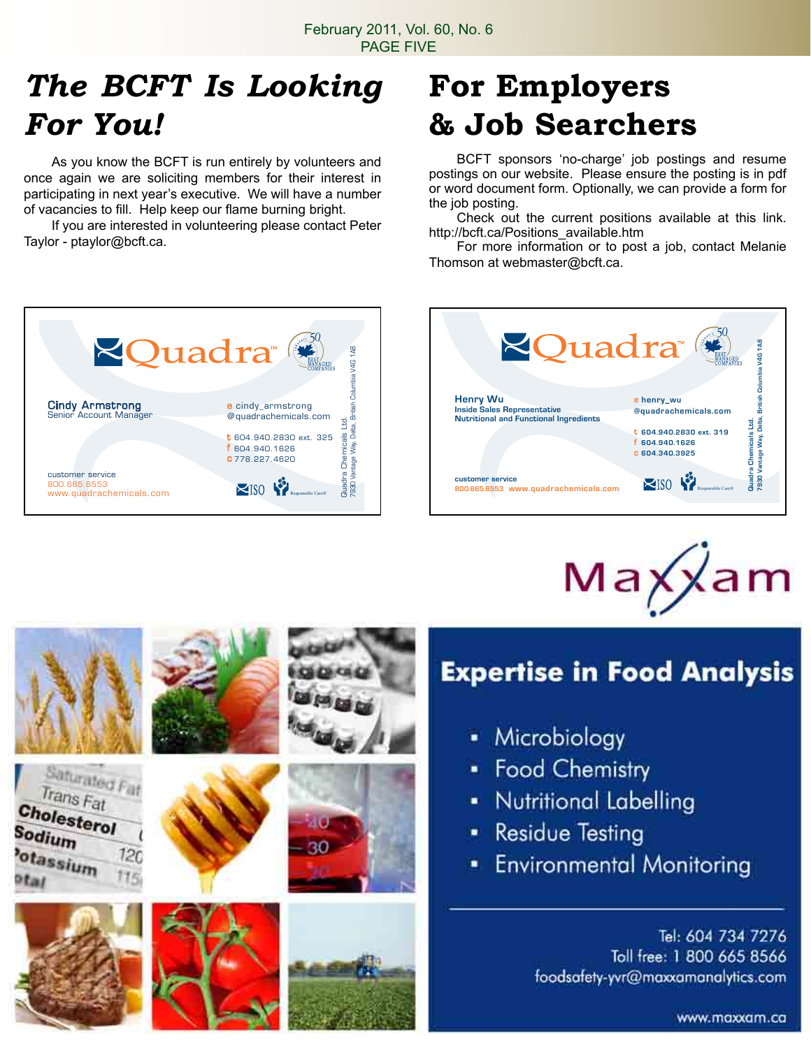# *The BCFT Is Looking For You!*

As you know the BCFT is run entirely by volunteers and once again we are soliciting members for their interest in participating in next year's executive. We will have a number of vacancies to fill. Help keep our flame burning bright.

If you are interested in volunteering please contact Peter Taylor - ptaylor@bcft.ca.

# For Employers & Job Searchers

BCFT sponsors 'no-charge' job postings and resume postings on our website. Please ensure the posting is in pdf or word document form. Optionally, we can provide a form for the job posting.

Check out the current positions available at this link. http://bcft.ca/Positions_available.htm

For more information or to post a job, contact Melanie Thomson at webmaster@bcft.ca.

---

**Quadra™**

50 Best Managed Companies

**Cindy Armstrong**
Senior Account Manager

e cindy_armstrong@quadrachemicals.com
t 604.940.2830 ext. 325
f 604.940.1626
c 778.227.4620

customer service
800.665.6553
www.quadrachemicals.com

ISO · Responsible Care®

Quadra Chemicals Ltd.
7930 Vantage Way, Delta, British Columbia V4G 1A8

---

**Quadra™**

50 Best Managed Companies

**Henry Wu**
Inside Sales Representative
Nutritional and Functional Ingredients

e henry_wu@quadrachemicals.com
t 604.940.2830 ext. 319
f 604.940.1626
c 604.340.3925

customer service
800.665.6553 www.quadrachemicals.com

ISO · Responsible Care®

Quadra Chemicals Ltd.
7930 Vantage Way, Delta, British Columbia V4G 1A8

---

**Maxxam**

## Expertise in Food Analysis

- Microbiology
- Food Chemistry
- Nutritional Labelling
- Residue Testing
- Environmental Monitoring

Tel: 604 734 7276
Toll free: 1 800 665 8566
foodsafety-yvr@maxxamanalytics.com

www.maxxam.ca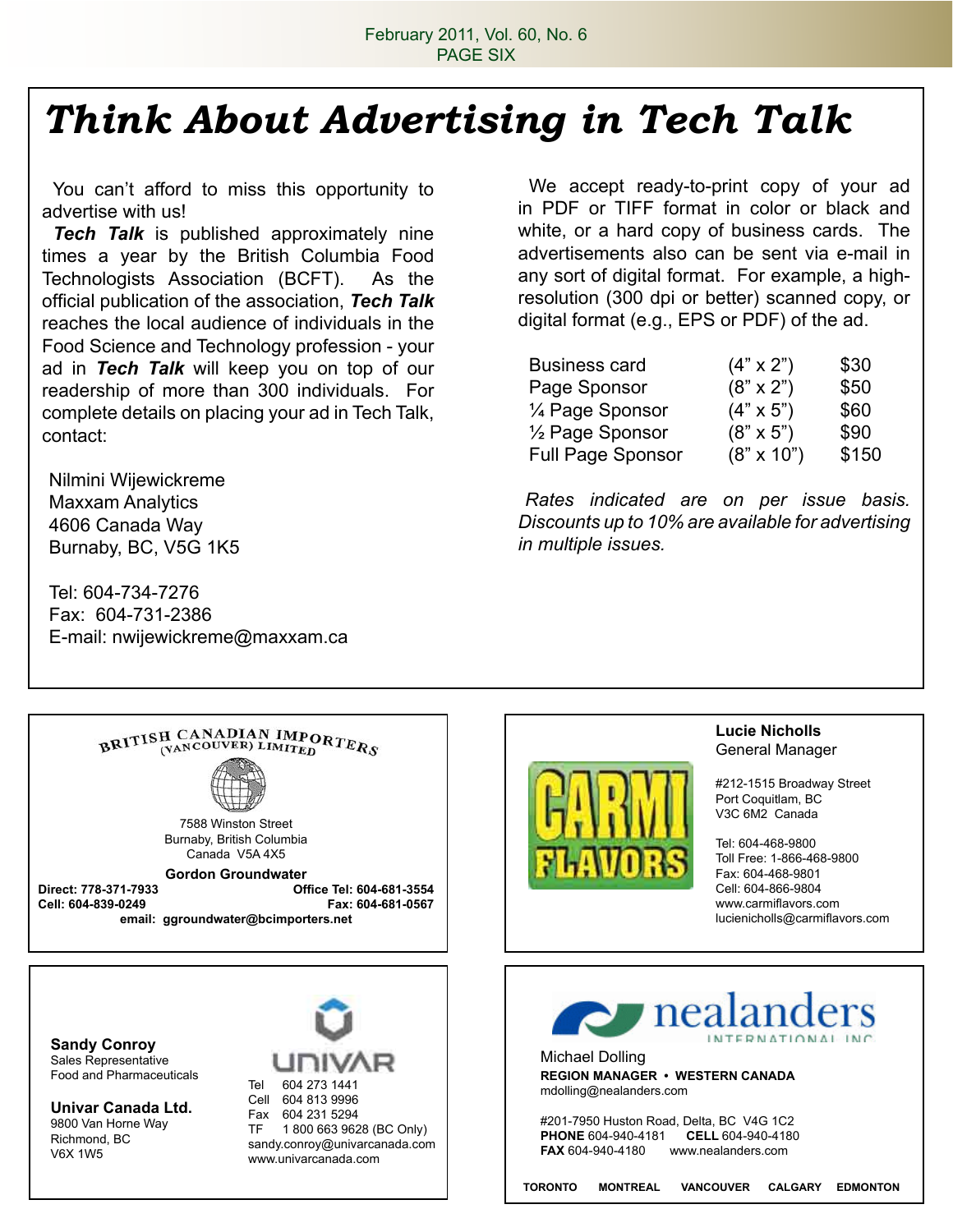# Think About Advertising in Tech Talk

You can't afford to miss this opportunity to advertise with us!

***Tech Talk*** is published approximately nine times a year by the British Columbia Food Technologists Association (BCFT). As the official publication of the association, ***Tech Talk*** reaches the local audience of individuals in the Food Science and Technology profession - your ad in ***Tech Talk*** will keep you on top of our readership of more than 300 individuals. For complete details on placing your ad in Tech Talk, contact:

Nilmini Wijewickreme
Maxxam Analytics
4606 Canada Way
Burnaby, BC, V5G 1K5

Tel: 604-734-7276
Fax: 604-731-2386
E-mail: nwijewickreme@maxxam.ca

We accept ready-to-print copy of your ad in PDF or TIFF format in color or black and white, or a hard copy of business cards. The advertisements also can be sent via e-mail in any sort of digital format. For example, a high-resolution (300 dpi or better) scanned copy, or digital format (e.g., EPS or PDF) of the ad.

| | | |
|---|---|---|
| Business card | (4" x 2") | $30 |
| Page Sponsor | (8" x 2") | $50 |
| ¼ Page Sponsor | (4" x 5") | $60 |
| ½ Page Sponsor | (8" x 5") | $90 |
| Full Page Sponsor | (8" x 10") | $150 |

*Rates indicated are on per issue basis. Discounts up to 10% are available for advertising in multiple issues.*

---

BRITISH CANADIAN IMPORTERS (VANCOUVER) LIMITED

7588 Winston Street
Burnaby, British Columbia
Canada V5A 4X5

**Gordon Groundwater**

**Direct: 778-371-7933**
**Office Tel: 604-681-3554**
**Cell: 604-839-0249**
**Fax: 604-681-0567**
**email: ggroundwater@bcimporters.net**

---

CARMI FLAVORS

**Lucie Nicholls**
General Manager

#212-1515 Broadway Street
Port Coquitlam, BC
V3C 6M2 Canada

Tel: 604-468-9800
Toll Free: 1-866-468-9800
Fax: 604-468-9801
Cell: 604-866-9804
www.carmiflavors.com
lucienicholls@carmiflavors.com

---

UNIVAR

**Sandy Conroy**
Sales Representative
Food and Pharmaceuticals

**Univar Canada Ltd.**
9800 Van Horne Way
Richmond, BC
V6X 1W5

Tel 604 273 1441
Cell 604 813 9996
Fax 604 231 5294
TF 1 800 663 9628 (BC Only)
sandy.conroy@univarcanada.com
www.univarcanada.com

---

nealanders INTERNATIONAL INC

Michael Dolling
**REGION MANAGER • WESTERN CANADA**
mdolling@nealanders.com

#201-7950 Huston Road, Delta, BC V4G 1C2
**PHONE** 604-940-4181 **CELL** 604-940-4180
**FAX** 604-940-4180 www.nealanders.com

**TORONTO MONTREAL VANCOUVER CALGARY EDMONTON**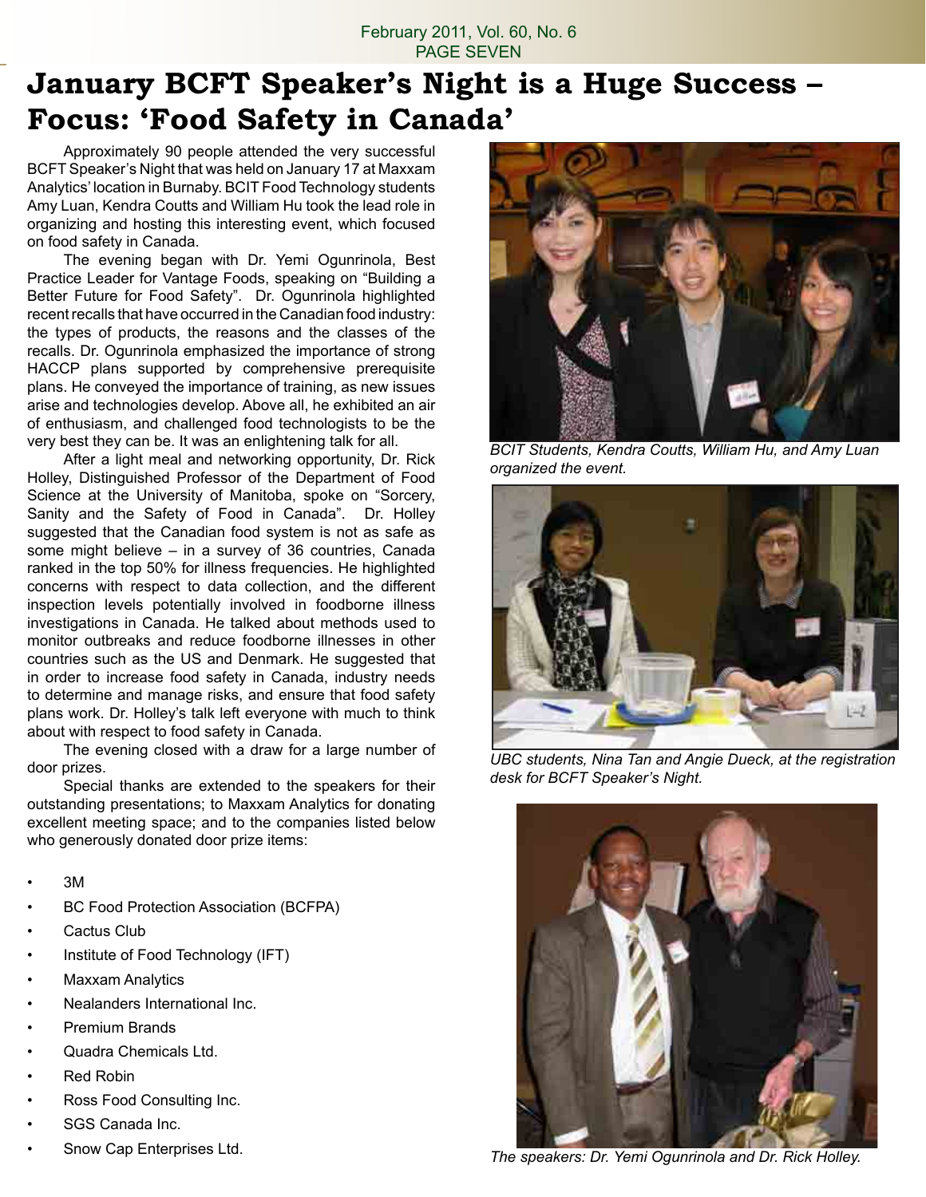# January BCFT Speaker's Night is a Huge Success – Focus: 'Food Safety in Canada'

Approximately 90 people attended the very successful BCFT Speaker's Night that was held on January 17 at Maxxam Analytics' location in Burnaby. BCIT Food Technology students Amy Luan, Kendra Coutts and William Hu took the lead role in organizing and hosting this interesting event, which focused on food safety in Canada.

The evening began with Dr. Yemi Ogunrinola, Best Practice Leader for Vantage Foods, speaking on "Building a Better Future for Food Safety". Dr. Ogunrinola highlighted recent recalls that have occurred in the Canadian food industry: the types of products, the reasons and the classes of the recalls. Dr. Ogunrinola emphasized the importance of strong HACCP plans supported by comprehensive prerequisite plans. He conveyed the importance of training, as new issues arise and technologies develop. Above all, he exhibited an air of enthusiasm, and challenged food technologists to be the very best they can be. It was an enlightening talk for all.

After a light meal and networking opportunity, Dr. Rick Holley, Distinguished Professor of the Department of Food Science at the University of Manitoba, spoke on "Sorcery, Sanity and the Safety of Food in Canada". Dr. Holley suggested that the Canadian food system is not as safe as some might believe – in a survey of 36 countries, Canada ranked in the top 50% for illness frequencies. He highlighted concerns with respect to data collection, and the different inspection levels potentially involved in foodborne illness investigations in Canada. He talked about methods used to monitor outbreaks and reduce foodborne illnesses in other countries such as the US and Denmark. He suggested that in order to increase food safety in Canada, industry needs to determine and manage risks, and ensure that food safety plans work. Dr. Holley's talk left everyone with much to think about with respect to food safety in Canada.

The evening closed with a draw for a large number of door prizes.

Special thanks are extended to the speakers for their outstanding presentations; to Maxxam Analytics for donating excellent meeting space; and to the companies listed below who generously donated door prize items:

- 3M
- BC Food Protection Association (BCFPA)
- Cactus Club
- Institute of Food Technology (IFT)
- Maxxam Analytics
- Nealanders International Inc.
- Premium Brands
- Quadra Chemicals Ltd.
- Red Robin
- Ross Food Consulting Inc.
- SGS Canada Inc.
- Snow Cap Enterprises Ltd.

*BCIT Students, Kendra Coutts, William Hu, and Amy Luan organized the event.*

*UBC students, Nina Tan and Angie Dueck, at the registration desk for BCFT Speaker's Night.*

*The speakers: Dr. Yemi Ogunrinola and Dr. Rick Holley.*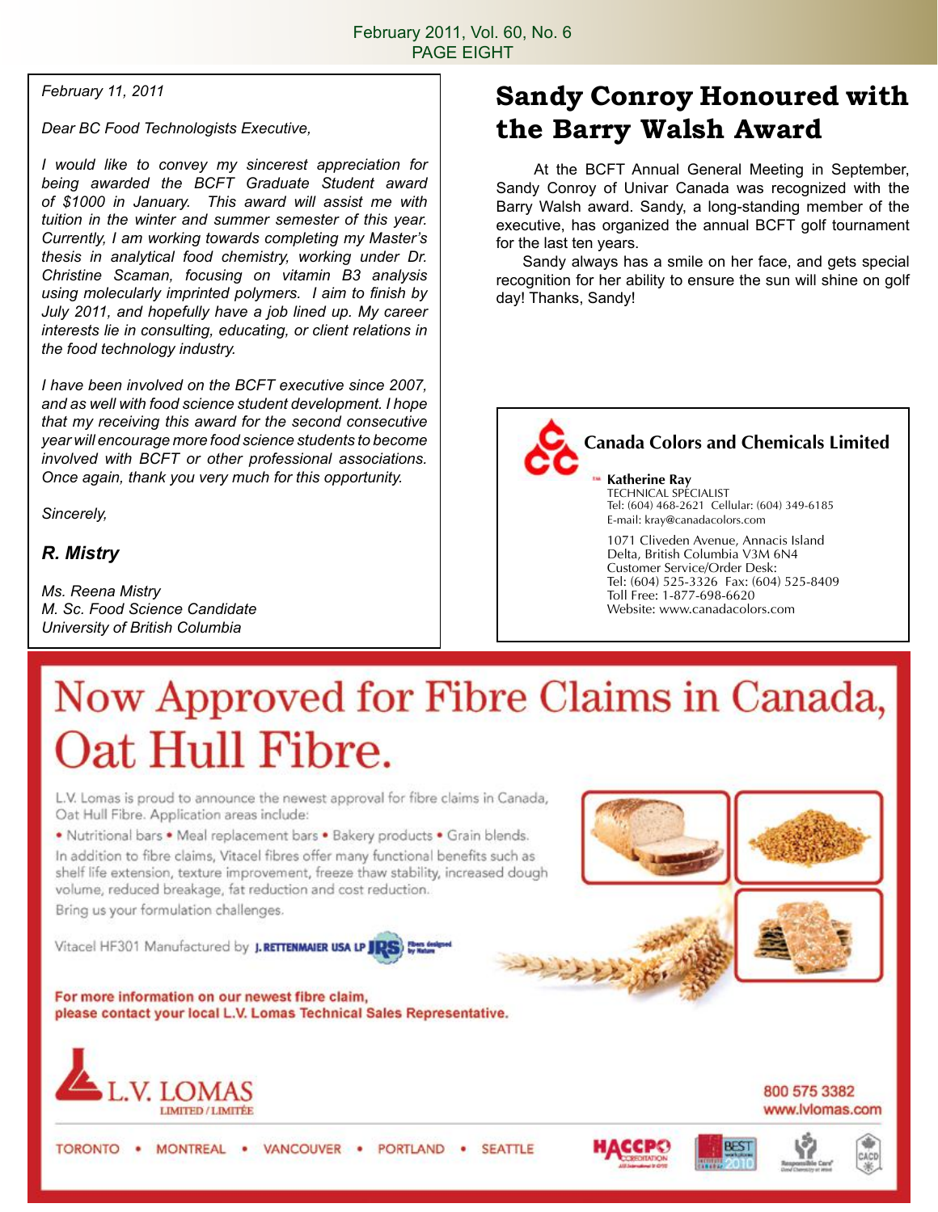*February 11, 2011*

*Dear BC Food Technologists Executive,*

*I would like to convey my sincerest appreciation for being awarded the BCFT Graduate Student award of $1000 in January. This award will assist me with tuition in the winter and summer semester of this year. Currently, I am working towards completing my Master's thesis in analytical food chemistry, working under Dr. Christine Scaman, focusing on vitamin B3 analysis using molecularly imprinted polymers. I aim to finish by July 2011, and hopefully have a job lined up. My career interests lie in consulting, educating, or client relations in the food technology industry.*

*I have been involved on the BCFT executive since 2007, and as well with food science student development. I hope that my receiving this award for the second consecutive year will encourage more food science students to become involved with BCFT or other professional associations. Once again, thank you very much for this opportunity.*

*Sincerely,*

***R. Mistry***

*Ms. Reena Mistry*
*M. Sc. Food Science Candidate*
*University of British Columbia*

# Sandy Conroy Honoured with the Barry Walsh Award

At the BCFT Annual General Meeting in September, Sandy Conroy of Univar Canada was recognized with the Barry Walsh award. Sandy, a long-standing member of the executive, has organized the annual BCFT golf tournament for the last ten years.

Sandy always has a smile on her face, and gets special recognition for her ability to ensure the sun will shine on golf day! Thanks, Sandy!

**Canada Colors and Chemicals Limited**

**Katherine Ray**
TECHNICAL SPECIALIST
Tel: (604) 468-2621 Cellular: (604) 349-6185
E-mail: kray@canadacolors.com

1071 Cliveden Avenue, Annacis Island
Delta, British Columbia V3M 6N4
Customer Service/Order Desk:
Tel: (604) 525-3326 Fax: (604) 525-8409
Toll Free: 1-877-698-6620
Website: www.canadacolors.com

# Now Approved for Fibre Claims in Canada, Oat Hull Fibre.

L.V. Lomas is proud to announce the newest approval for fibre claims in Canada, Oat Hull Fibre. Application areas include:

• Nutritional bars • Meal replacement bars • Bakery products • Grain blends.

In addition to fibre claims, Vitacel fibres offer many functional benefits such as shelf life extension, texture improvement, freeze thaw stability, increased dough volume, reduced breakage, fat reduction and cost reduction.

Bring us your formulation challenges.

Vitacel HF301 Manufactured by J. RETTENMAIER USA LP JRS Fibres designed by Nature

**For more information on our newest fibre claim, please contact your local L.V. Lomas Technical Sales Representative.**

L.V. LOMAS LIMITED / LIMITÉE

800 575 3382
www.lvlomas.com

TORONTO • MONTREAL • VANCOUVER • PORTLAND • SEATTLE